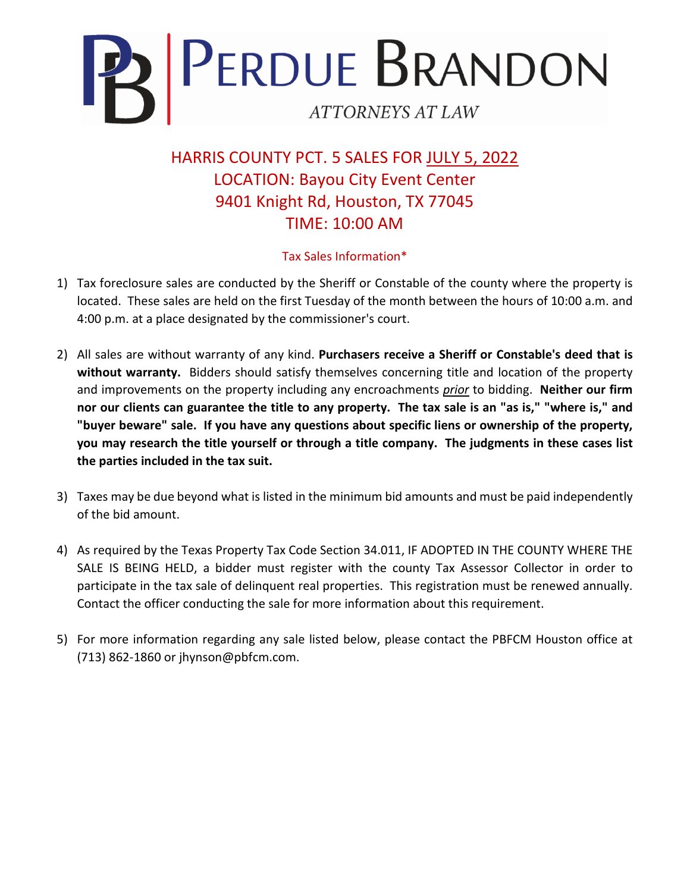# PERDUE BRANDON

ATTORNEYS AT LAW

## HARRIS COUNTY PCT. 5 SALES FOR JULY 5, 2022
## LOCATION: Bayou City Event Center
## 9401 Knight Rd, Houston, TX 77045
## TIME: 10:00 AM

### Tax Sales Information*

1) Tax foreclosure sales are conducted by the Sheriff or Constable of the county where the property is located. These sales are held on the first Tuesday of the month between the hours of 10:00 a.m. and 4:00 p.m. at a place designated by the commissioner's court.

2) All sales are without warranty of any kind. **Purchasers receive a Sheriff or Constable's deed that is without warranty.** Bidders should satisfy themselves concerning title and location of the property and improvements on the property including any encroachments *prior* to bidding. **Neither our firm nor our clients can guarantee the title to any property. The tax sale is an "as is," "where is," and "buyer beware" sale. If you have any questions about specific liens or ownership of the property, you may research the title yourself or through a title company. The judgments in these cases list the parties included in the tax suit.**

3) Taxes may be due beyond what is listed in the minimum bid amounts and must be paid independently of the bid amount.

4) As required by the Texas Property Tax Code Section 34.011, IF ADOPTED IN THE COUNTY WHERE THE SALE IS BEING HELD, a bidder must register with the county Tax Assessor Collector in order to participate in the tax sale of delinquent real properties. This registration must be renewed annually. Contact the officer conducting the sale for more information about this requirement.

5) For more information regarding any sale listed below, please contact the PBFCM Houston office at (713) 862-1860 or jhynson@pbfcm.com.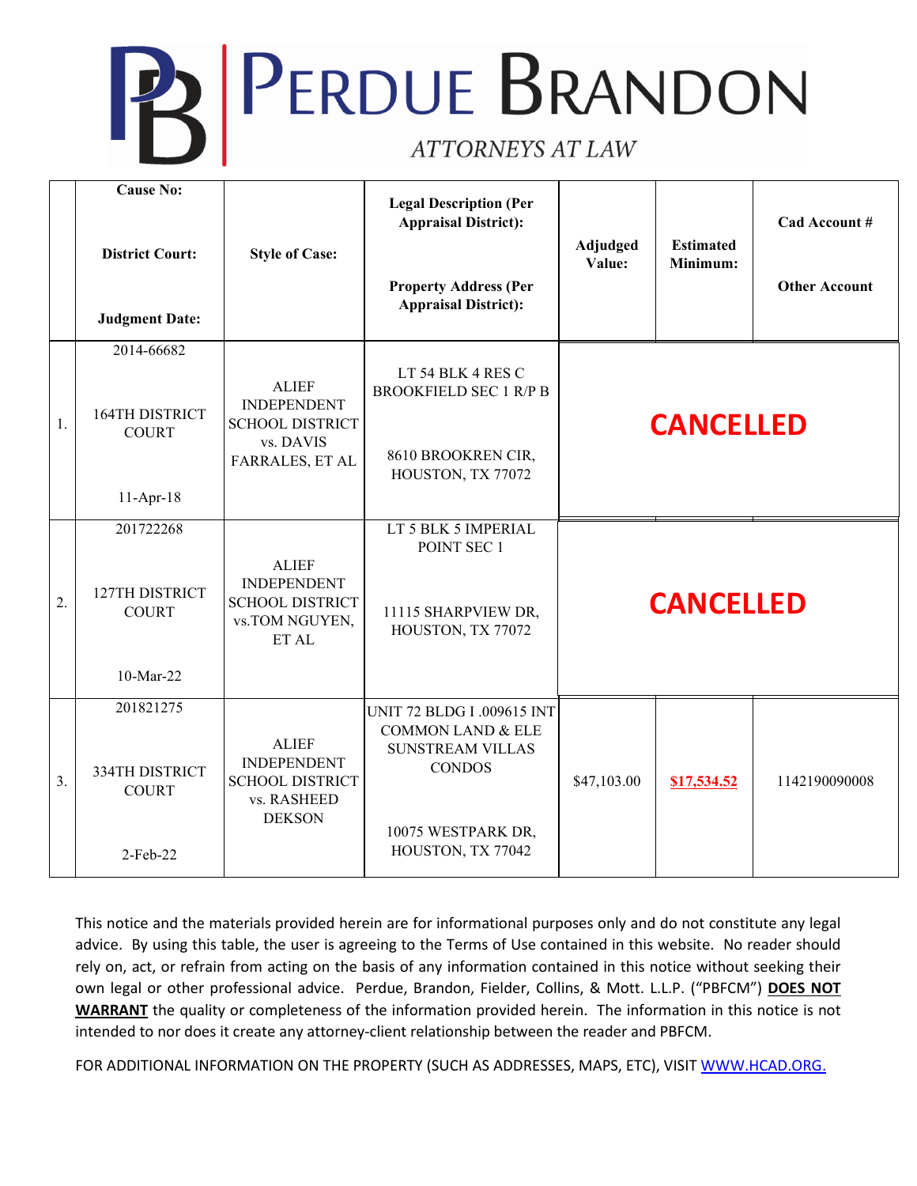# PERDUE BRANDON

*ATTORNEYS AT LAW*

| | Cause No:<br><br>District Court:<br><br>Judgment Date: | Style of Case: | Legal Description (Per Appraisal District):<br><br>Property Address (Per Appraisal District): | Adjudged Value: | Estimated Minimum: | Cad Account #<br><br>Other Account |
|---|---|---|---|---|---|---|
| 1. | 2014-66682<br><br>164TH DISTRICT COURT<br><br>11-Apr-18 | ALIEF INDEPENDENT SCHOOL DISTRICT vs. DAVIS FARRALES, ET AL | LT 54 BLK 4 RES C BROOKFIELD SEC 1 R/P B<br><br>8610 BROOKREN CIR, HOUSTON, TX 77072 | CANCELLED | | |
| 2. | 201722268<br><br>127TH DISTRICT COURT<br><br>10-Mar-22 | ALIEF INDEPENDENT SCHOOL DISTRICT vs.TOM NGUYEN, ET AL | LT 5 BLK 5 IMPERIAL POINT SEC 1<br><br>11115 SHARPVIEW DR, HOUSTON, TX 77072 | CANCELLED | | |
| 3. | 201821275<br><br>334TH DISTRICT COURT<br><br>2-Feb-22 | ALIEF INDEPENDENT SCHOOL DISTRICT vs. RASHEED DEKSON | UNIT 72 BLDG I .009615 INT COMMON LAND & ELE SUNSTREAM VILLAS CONDOS<br><br>10075 WESTPARK DR, HOUSTON, TX 77042 | $47,103.00 | $17,534.52 | 1142190090008 |

This notice and the materials provided herein are for informational purposes only and do not constitute any legal advice. By using this table, the user is agreeing to the Terms of Use contained in this website. No reader should rely on, act, or refrain from acting on the basis of any information contained in this notice without seeking their own legal or other professional advice. Perdue, Brandon, Fielder, Collins, & Mott. L.L.P. ("PBFCM") **DOES NOT WARRANT** the quality or completeness of the information provided herein. The information in this notice is not intended to nor does it create any attorney-client relationship between the reader and PBFCM.

FOR ADDITIONAL INFORMATION ON THE PROPERTY (SUCH AS ADDRESSES, MAPS, ETC), VISIT WWW.HCAD.ORG.